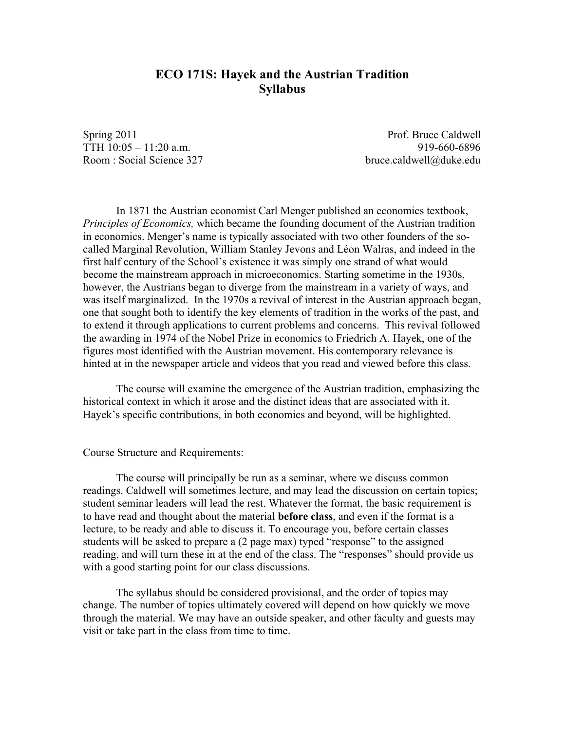# ECO 171S: Hayek and the Austrian Tradition
## Syllabus

Spring 2011
TTH 10:05 – 11:20 a.m.
Room : Social Science 327

Prof. Bruce Caldwell
919-660-6896
bruce.caldwell@duke.edu

In 1871 the Austrian economist Carl Menger published an economics textbook, *Principles of Economics,* which became the founding document of the Austrian tradition in economics. Menger's name is typically associated with two other founders of the so-called Marginal Revolution, William Stanley Jevons and Léon Walras, and indeed in the first half century of the School's existence it was simply one strand of what would become the mainstream approach in microeconomics. Starting sometime in the 1930s, however, the Austrians began to diverge from the mainstream in a variety of ways, and was itself marginalized. In the 1970s a revival of interest in the Austrian approach began, one that sought both to identify the key elements of tradition in the works of the past, and to extend it through applications to current problems and concerns. This revival followed the awarding in 1974 of the Nobel Prize in economics to Friedrich A. Hayek, one of the figures most identified with the Austrian movement. His contemporary relevance is hinted at in the newspaper article and videos that you read and viewed before this class.

The course will examine the emergence of the Austrian tradition, emphasizing the historical context in which it arose and the distinct ideas that are associated with it. Hayek's specific contributions, in both economics and beyond, will be highlighted.

Course Structure and Requirements:

The course will principally be run as a seminar, where we discuss common readings. Caldwell will sometimes lecture, and may lead the discussion on certain topics; student seminar leaders will lead the rest. Whatever the format, the basic requirement is to have read and thought about the material **before class**, and even if the format is a lecture, to be ready and able to discuss it. To encourage you, before certain classes students will be asked to prepare a (2 page max) typed "response" to the assigned reading, and will turn these in at the end of the class. The "responses" should provide us with a good starting point for our class discussions.

The syllabus should be considered provisional, and the order of topics may change. The number of topics ultimately covered will depend on how quickly we move through the material. We may have an outside speaker, and other faculty and guests may visit or take part in the class from time to time.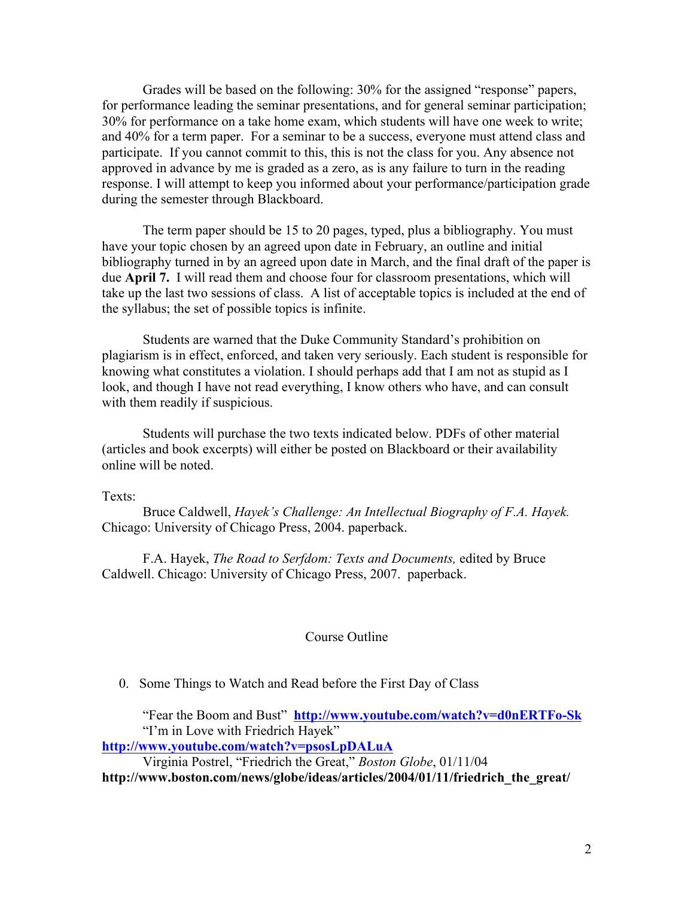Grades will be based on the following: 30% for the assigned "response" papers, for performance leading the seminar presentations, and for general seminar participation; 30% for performance on a take home exam, which students will have one week to write; and 40% for a term paper. For a seminar to be a success, everyone must attend class and participate. If you cannot commit to this, this is not the class for you. Any absence not approved in advance by me is graded as a zero, as is any failure to turn in the reading response. I will attempt to keep you informed about your performance/participation grade during the semester through Blackboard.

The term paper should be 15 to 20 pages, typed, plus a bibliography. You must have your topic chosen by an agreed upon date in February, an outline and initial bibliography turned in by an agreed upon date in March, and the final draft of the paper is due **April 7.** I will read them and choose four for classroom presentations, which will take up the last two sessions of class. A list of acceptable topics is included at the end of the syllabus; the set of possible topics is infinite.

Students are warned that the Duke Community Standard's prohibition on plagiarism is in effect, enforced, and taken very seriously. Each student is responsible for knowing what constitutes a violation. I should perhaps add that I am not as stupid as I look, and though I have not read everything, I know others who have, and can consult with them readily if suspicious.

Students will purchase the two texts indicated below. PDFs of other material (articles and book excerpts) will either be posted on Blackboard or their availability online will be noted.

Texts:

Bruce Caldwell, *Hayek's Challenge: An Intellectual Biography of F.A. Hayek.* Chicago: University of Chicago Press, 2004. paperback.

F.A. Hayek, *The Road to Serfdom: Texts and Documents,* edited by Bruce Caldwell. Chicago: University of Chicago Press, 2007. paperback.

## Course Outline

0. Some Things to Watch and Read before the First Day of Class

"Fear the Boom and Bust" **http://www.youtube.com/watch?v=d0nERTFo-Sk**

"I'm in Love with Friedrich Hayek" **http://www.youtube.com/watch?v=psosLpDALuA**

Virginia Postrel, "Friedrich the Great," *Boston Globe*, 01/11/04 **http://www.boston.com/news/globe/ideas/articles/2004/01/11/friedrich_the_great/**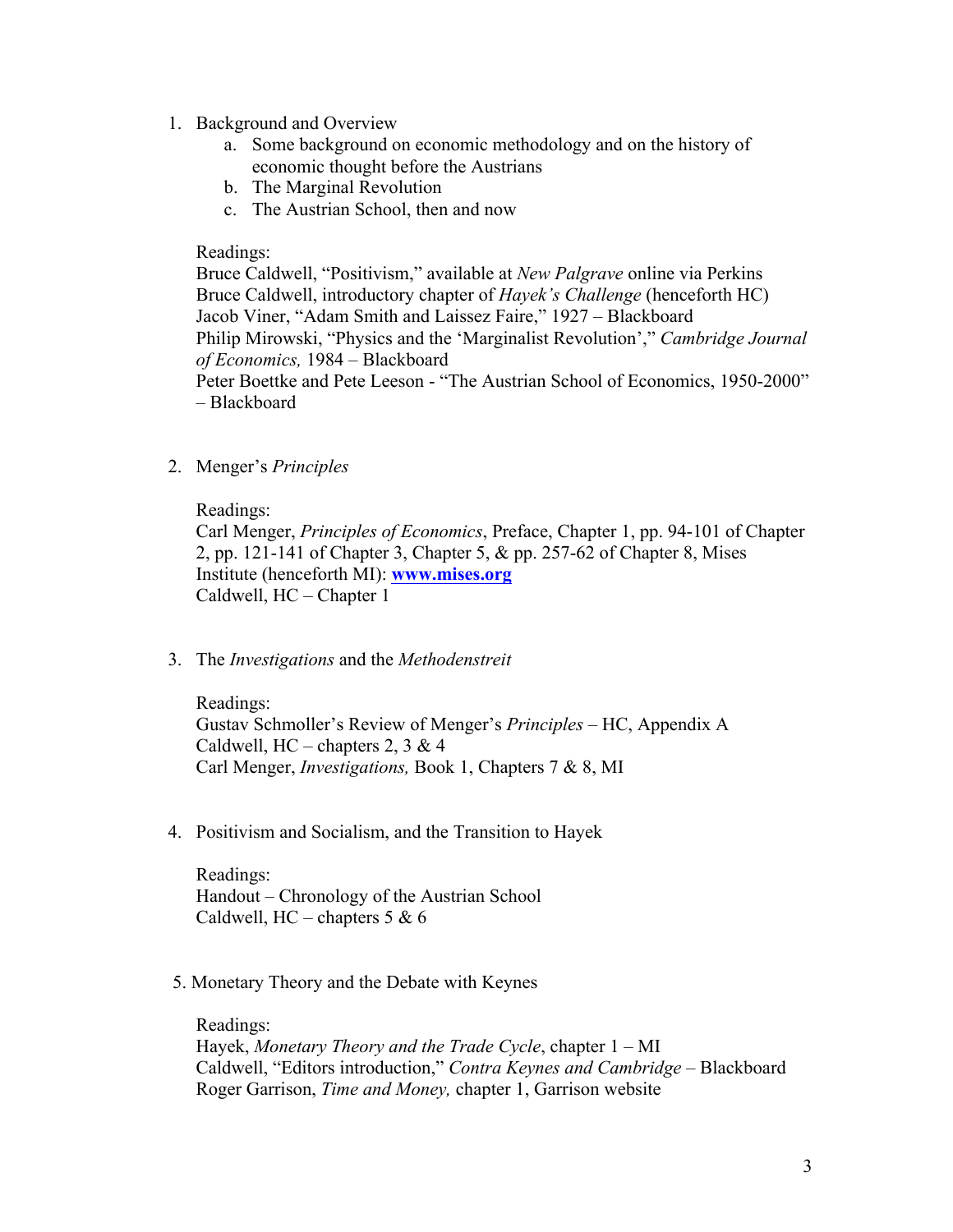1. Background and Overview
    a. Some background on economic methodology and on the history of economic thought before the Austrians
    b. The Marginal Revolution
    c. The Austrian School, then and now

    Readings:
    Bruce Caldwell, "Positivism," available at *New Palgrave* online via Perkins
    Bruce Caldwell, introductory chapter of *Hayek's Challenge* (henceforth HC)
    Jacob Viner, "Adam Smith and Laissez Faire," 1927 – Blackboard
    Philip Mirowski, "Physics and the 'Marginalist Revolution'," *Cambridge Journal of Economics,* 1984 – Blackboard
    Peter Boettke and Pete Leeson - "The Austrian School of Economics, 1950-2000" – Blackboard

2. Menger's *Principles*

    Readings:
    Carl Menger, *Principles of Economics*, Preface, Chapter 1, pp. 94-101 of Chapter 2, pp. 121-141 of Chapter 3, Chapter 5, & pp. 257-62 of Chapter 8, Mises Institute (henceforth MI): **www.mises.org**
    Caldwell, HC – Chapter 1

3. The *Investigations* and the *Methodenstreit*

    Readings:
    Gustav Schmoller's Review of Menger's *Principles* – HC, Appendix A
    Caldwell, HC – chapters 2, 3 & 4
    Carl Menger, *Investigations,* Book 1, Chapters 7 & 8, MI

4. Positivism and Socialism, and the Transition to Hayek

    Readings:
    Handout – Chronology of the Austrian School
    Caldwell, HC – chapters 5 & 6

5. Monetary Theory and the Debate with Keynes

    Readings:
    Hayek, *Monetary Theory and the Trade Cycle*, chapter 1 – MI
    Caldwell, "Editors introduction," *Contra Keynes and Cambridge* – Blackboard
    Roger Garrison, *Time and Money,* chapter 1, Garrison website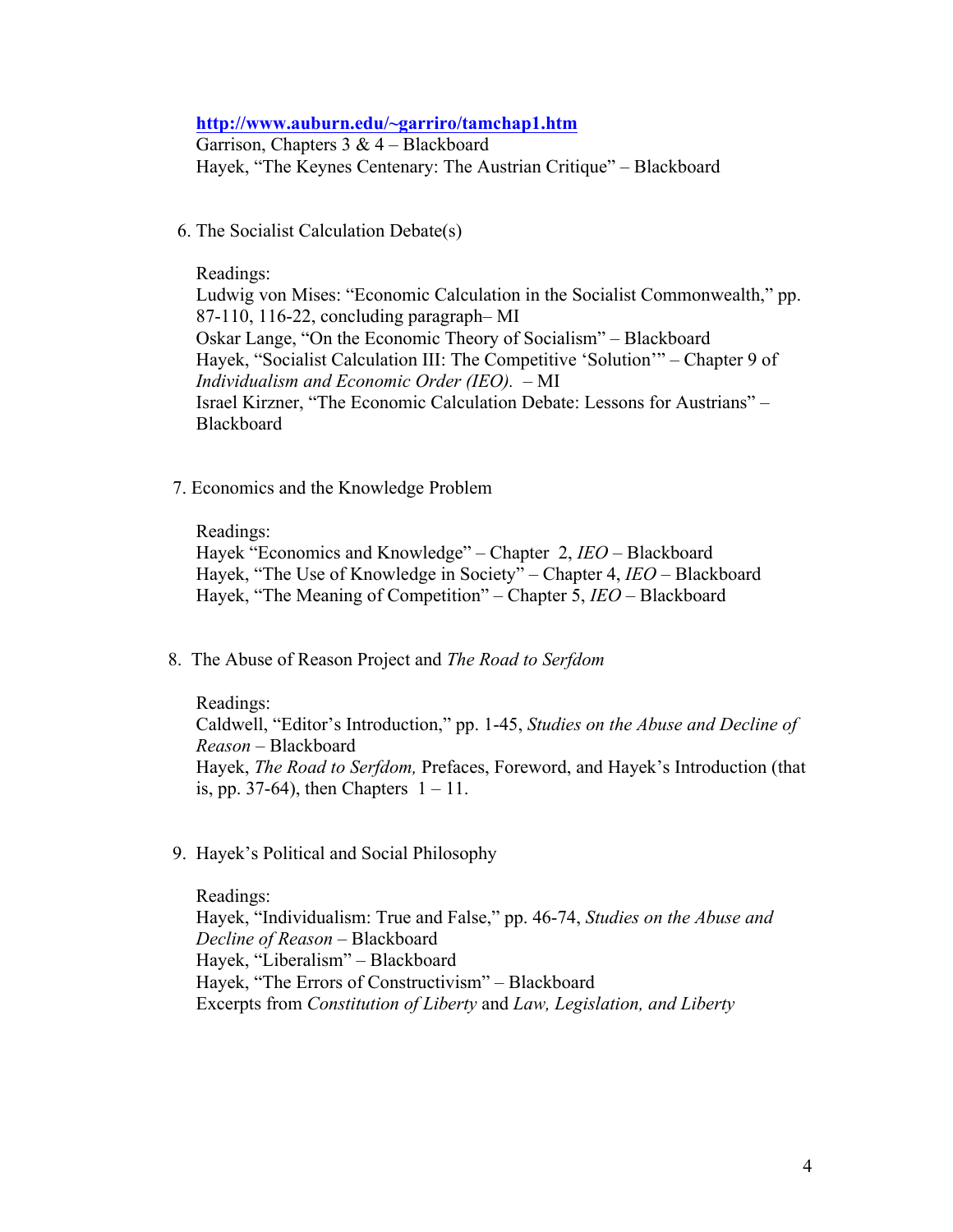**http://www.auburn.edu/~garriro/tamchap1.htm**
Garrison, Chapters 3 & 4 – Blackboard
Hayek, "The Keynes Centenary: The Austrian Critique" – Blackboard

6. The Socialist Calculation Debate(s)

   Readings:
   Ludwig von Mises: "Economic Calculation in the Socialist Commonwealth," pp. 87-110, 116-22, concluding paragraph– MI
   Oskar Lange, "On the Economic Theory of Socialism" – Blackboard
   Hayek, "Socialist Calculation III: The Competitive 'Solution'" – Chapter 9 of *Individualism and Economic Order (IEO).* – MI
   Israel Kirzner, "The Economic Calculation Debate: Lessons for Austrians" – Blackboard

7. Economics and the Knowledge Problem

   Readings:
   Hayek "Economics and Knowledge" – Chapter 2, *IEO* – Blackboard
   Hayek, "The Use of Knowledge in Society" – Chapter 4, *IEO* – Blackboard
   Hayek, "The Meaning of Competition" – Chapter 5, *IEO* – Blackboard

8. The Abuse of Reason Project and *The Road to Serfdom*

   Readings:
   Caldwell, "Editor's Introduction," pp. 1-45, *Studies on the Abuse and Decline of Reason* – Blackboard
   Hayek, *The Road to Serfdom,* Prefaces, Foreword, and Hayek's Introduction (that is, pp. 37-64), then Chapters 1 – 11.

9. Hayek's Political and Social Philosophy

   Readings:
   Hayek, "Individualism: True and False," pp. 46-74, *Studies on the Abuse and Decline of Reason* – Blackboard
   Hayek, "Liberalism" – Blackboard
   Hayek, "The Errors of Constructivism" – Blackboard
   Excerpts from *Constitution of Liberty* and *Law, Legislation, and Liberty*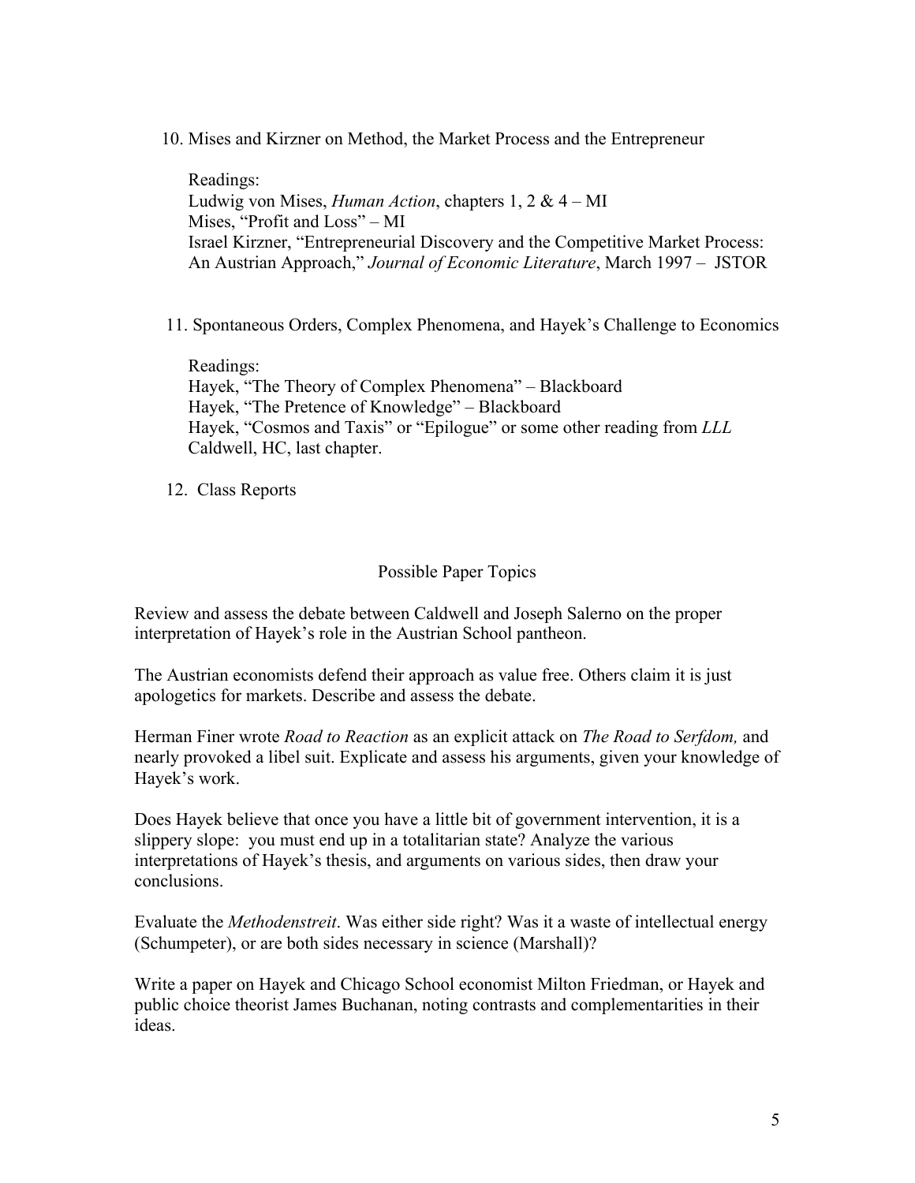10. Mises and Kirzner on Method, the Market Process and the Entrepreneur

    Readings:
    Ludwig von Mises, *Human Action*, chapters 1, 2 & 4 – MI
    Mises, "Profit and Loss" – MI
    Israel Kirzner, "Entrepreneurial Discovery and the Competitive Market Process: An Austrian Approach," *Journal of Economic Literature*, March 1997 – JSTOR

11. Spontaneous Orders, Complex Phenomena, and Hayek's Challenge to Economics

    Readings:
    Hayek, "The Theory of Complex Phenomena" – Blackboard
    Hayek, "The Pretence of Knowledge" – Blackboard
    Hayek, "Cosmos and Taxis" or "Epilogue" or some other reading from *LLL*
    Caldwell, HC, last chapter.

12. Class Reports

## Possible Paper Topics

Review and assess the debate between Caldwell and Joseph Salerno on the proper interpretation of Hayek's role in the Austrian School pantheon.

The Austrian economists defend their approach as value free. Others claim it is just apologetics for markets. Describe and assess the debate.

Herman Finer wrote *Road to Reaction* as an explicit attack on *The Road to Serfdom,* and nearly provoked a libel suit. Explicate and assess his arguments, given your knowledge of Hayek's work.

Does Hayek believe that once you have a little bit of government intervention, it is a slippery slope: you must end up in a totalitarian state? Analyze the various interpretations of Hayek's thesis, and arguments on various sides, then draw your conclusions.

Evaluate the *Methodenstreit*. Was either side right? Was it a waste of intellectual energy (Schumpeter), or are both sides necessary in science (Marshall)?

Write a paper on Hayek and Chicago School economist Milton Friedman, or Hayek and public choice theorist James Buchanan, noting contrasts and complementarities in their ideas.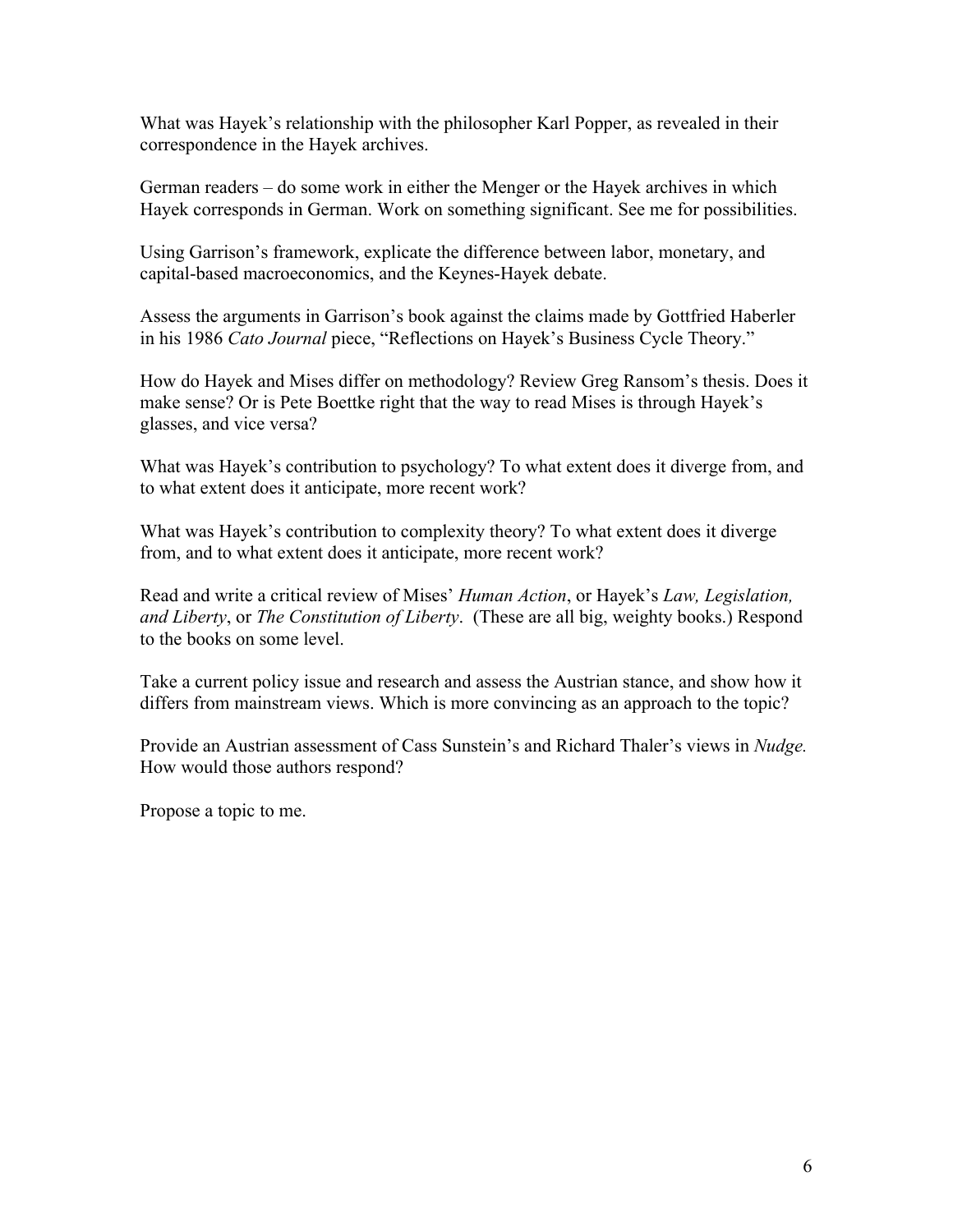What was Hayek's relationship with the philosopher Karl Popper, as revealed in their correspondence in the Hayek archives.

German readers – do some work in either the Menger or the Hayek archives in which Hayek corresponds in German. Work on something significant. See me for possibilities.

Using Garrison's framework, explicate the difference between labor, monetary, and capital-based macroeconomics, and the Keynes-Hayek debate.

Assess the arguments in Garrison's book against the claims made by Gottfried Haberler in his 1986 *Cato Journal* piece, "Reflections on Hayek's Business Cycle Theory."

How do Hayek and Mises differ on methodology? Review Greg Ransom's thesis. Does it make sense? Or is Pete Boettke right that the way to read Mises is through Hayek's glasses, and vice versa?

What was Hayek's contribution to psychology? To what extent does it diverge from, and to what extent does it anticipate, more recent work?

What was Hayek's contribution to complexity theory? To what extent does it diverge from, and to what extent does it anticipate, more recent work?

Read and write a critical review of Mises' *Human Action*, or Hayek's *Law, Legislation, and Liberty*, or *The Constitution of Liberty*. (These are all big, weighty books.) Respond to the books on some level.

Take a current policy issue and research and assess the Austrian stance, and show how it differs from mainstream views. Which is more convincing as an approach to the topic?

Provide an Austrian assessment of Cass Sunstein's and Richard Thaler's views in *Nudge.* How would those authors respond?

Propose a topic to me.